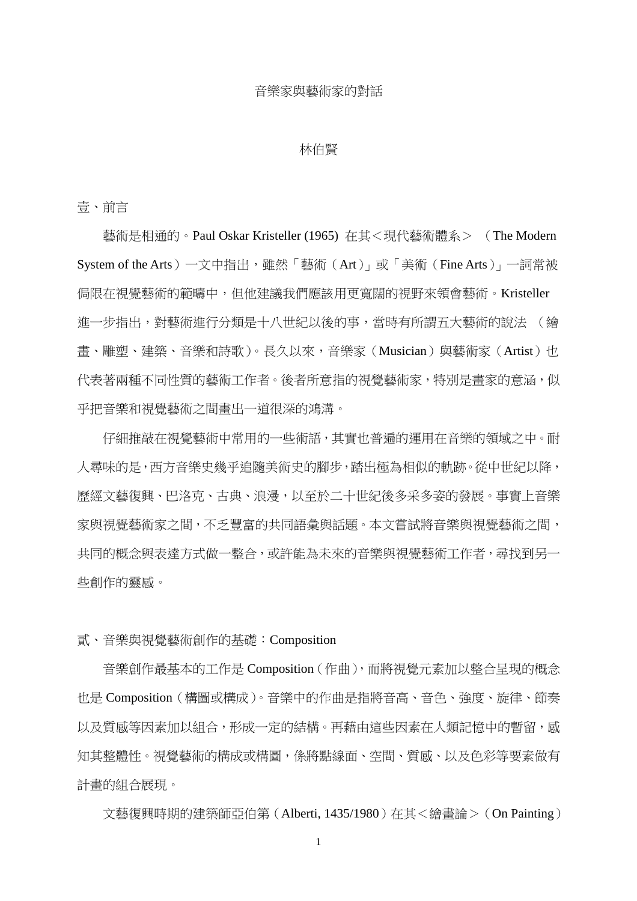# 音樂家與藝術家的對話

林伯賢

## 壹、前言

藝術是相通的。Paul Oskar Kristeller (1965) 在其＜現代藝術體系＞（The Modern System of the Arts）一文中指出，雖然「藝術（Art）」或「美術（Fine Arts）」一詞常被侷限在視覺藝術的範疇中，但他建議我們應該用更寬闊的視野來領會藝術。Kristeller 進一步指出，對藝術進行分類是十八世紀以後的事，當時有所謂五大藝術的說法 （繪畫、雕塑、建築、音樂和詩歌）。長久以來，音樂家（Musician）與藝術家（Artist）也代表著兩種不同性質的藝術工作者。後者所意指的視覺藝術家，特別是畫家的意涵，似乎把音樂和視覺藝術之間畫出一道很深的鴻溝。

仔細推敲在視覺藝術中常用的一些術語，其實也普遍的運用在音樂的領域之中。耐人尋味的是，西方音樂史幾乎追隨美術史的腳步，踏出極為相似的軌跡。從中世紀以降，歷經文藝復興、巴洛克、古典、浪漫，以至於二十世紀後多采多姿的發展。事實上音樂家與視覺藝術家之間，不乏豐富的共同語彙與話題。本文嘗試將音樂與視覺藝術之間，共同的概念與表達方式做一整合，或許能為未來的音樂與視覺藝術工作者，尋找到另一些創作的靈感。

## 貳、音樂與視覺藝術創作的基礎：Composition

音樂創作最基本的工作是 Composition（作曲），而將視覺元素加以整合呈現的概念也是 Composition（構圖或構成）。音樂中的作曲是指將音高、音色、強度、旋律、節奏以及質感等因素加以組合，形成一定的結構。再藉由這些因素在人類記憶中的暫留，感知其整體性。視覺藝術的構成或構圖，係將點線面、空間、質感、以及色彩等要素做有計畫的組合展現。

文藝復興時期的建築師亞伯第（Alberti, 1435/1980）在其＜繪畫論＞（On Painting）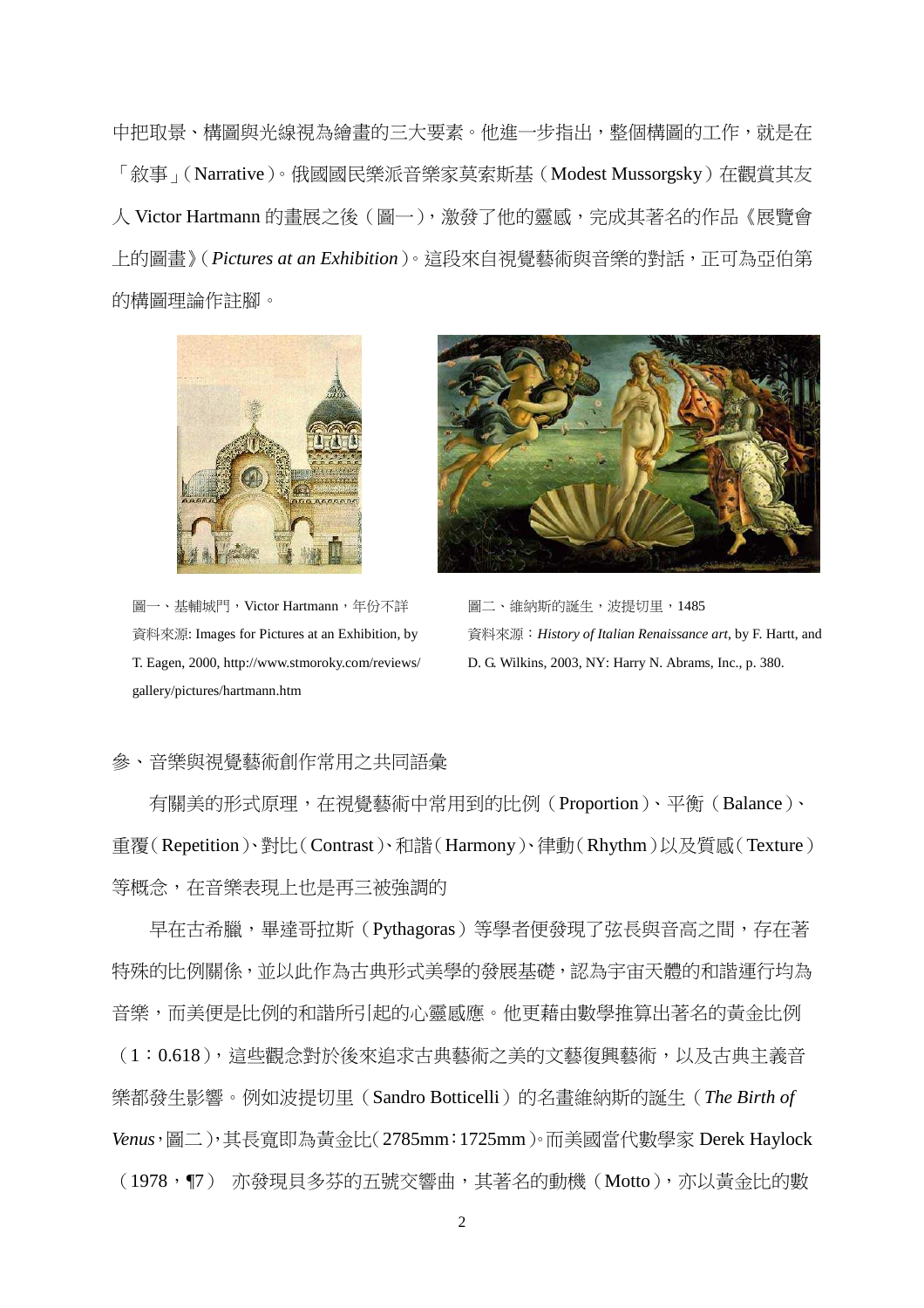中把取景、構圖與光線視為繪畫的三大要素。他進一步指出，整個構圖的工作，就是在「敘事」(Narrative)。俄國國民樂派音樂家莫索斯基（Modest Mussorgsky）在觀賞其友人 Victor Hartmann 的畫展之後（圖一），激發了他的靈感，完成其著名的作品《展覽會上的圖畫》(*Pictures at an Exhibition*)。這段來自視覺藝術與音樂的對話，正可為亞伯第的構圖理論作註腳。

圖一、基輔城門，Victor Hartmann，年份不詳
資料來源: Images for Pictures at an Exhibition, by T. Eagen, 2000, http://www.stmoroky.com/reviews/gallery/pictures/hartmann.htm

圖二、維納斯的誕生，波提切里，1485
資料來源：*History of Italian Renaissance art*, by F. Hartt, and D. G. Wilkins, 2003, NY: Harry N. Abrams, Inc., p. 380.

## 參、音樂與視覺藝術創作常用之共同語彙

有關美的形式原理，在視覺藝術中常用到的比例（Proportion）、平衡（Balance）、重覆(Repetition)、對比(Contrast)、和諧(Harmony)、律動(Rhythm)以及質感(Texture)等概念，在音樂表現上也是再三被強調的

早在古希臘，畢達哥拉斯（Pythagoras）等學者便發現了弦長與音高之間，存在著特殊的比例關係，並以此作為古典形式美學的發展基礎，認為宇宙天體的和諧運行均為音樂，而美便是比例的和諧所引起的心靈感應。他更藉由數學推算出著名的黃金比例（1：0.618），這些觀念對於後來追求古典藝術之美的文藝復興藝術，以及古典主義音樂都發生影響。例如波提切里（Sandro Botticelli）的名畫維納斯的誕生（*The Birth of Venus*，圖二），其長寬即為黃金比(2785mm：1725mm)。而美國當代數學家 Derek Haylock（1978，¶7） 亦發現貝多芬的五號交響曲，其著名的動機（Motto），亦以黃金比的數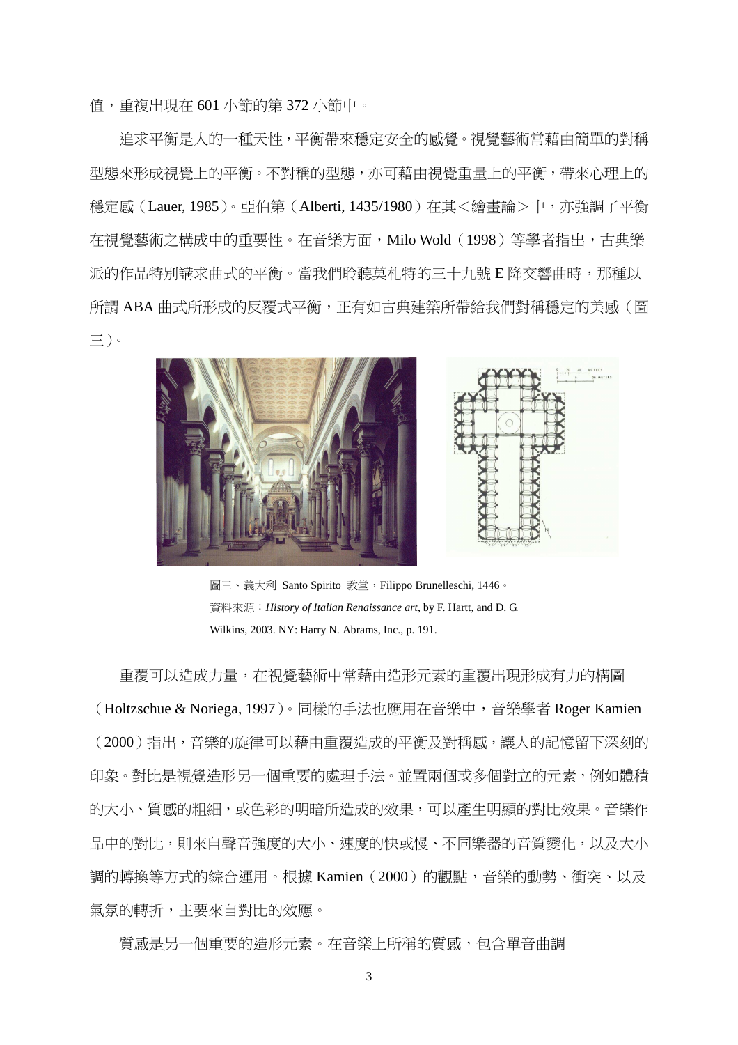值，重複出現在 601 小節的第 372 小節中。

追求平衡是人的一種天性，平衡帶來穩定安全的感覺。視覺藝術常藉由簡單的對稱型態來形成視覺上的平衡。不對稱的型態，亦可藉由視覺重量上的平衡，帶來心理上的穩定感（Lauer, 1985）。亞伯第（Alberti, 1435/1980）在其＜繪畫論＞中，亦強調了平衡在視覺藝術之構成中的重要性。在音樂方面，Milo Wold（1998）等學者指出，古典樂派的作品特別講求曲式的平衡。當我們聆聽莫札特的三十九號 E 降交響曲時，那種以所謂 ABA 曲式所形成的反覆式平衡，正有如古典建築所帶給我們對稱穩定的美感（圖三）。

圖三、義大利 Santo Spirito 教堂，Filippo Brunelleschi, 1446。
資料來源：*History of Italian Renaissance art*, by F. Hartt, and D. G. Wilkins, 2003. NY: Harry N. Abrams, Inc., p. 191.

重覆可以造成力量，在視覺藝術中常藉由造形元素的重覆出現形成有力的構圖（Holtzschue & Noriega, 1997）。同樣的手法也應用在音樂中，音樂學者 Roger Kamien（2000）指出，音樂的旋律可以藉由重覆造成的平衡及對稱感，讓人的記憶留下深刻的印象。對比是視覺造形另一個重要的處理手法。並置兩個或多個對立的元素，例如體積的大小、質感的粗細，或色彩的明暗所造成的效果，可以產生明顯的對比效果。音樂作品中的對比，則來自聲音強度的大小、速度的快或慢、不同樂器的音質變化，以及大小調的轉換等方式的綜合運用。根據 Kamien（2000）的觀點，音樂的動勢、衝突、以及氣氛的轉折，主要來自對比的效應。

質感是另一個重要的造形元素。在音樂上所稱的質感，包含單音曲調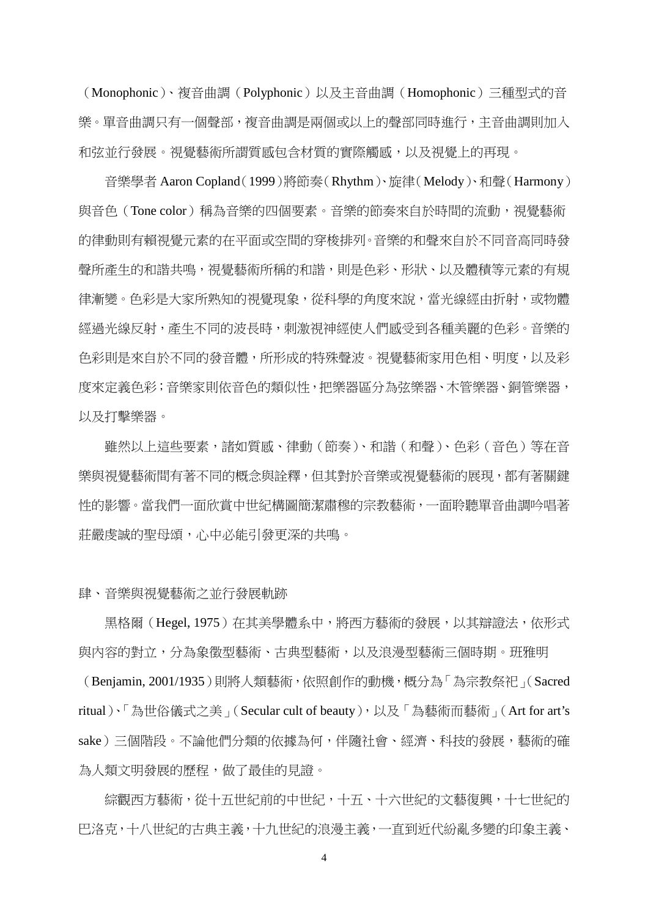（Monophonic）、複音曲調（Polyphonic）以及主音曲調（Homophonic）三種型式的音樂。單音曲調只有一個聲部，複音曲調是兩個或以上的聲部同時進行，主音曲調則加入和弦並行發展。視覺藝術所謂質感包含材質的實際觸感，以及視覺上的再現。

音樂學者 Aaron Copland（1999）將節奏（Rhythm）、旋律（Melody）、和聲（Harmony）與音色（Tone color）稱為音樂的四個要素。音樂的節奏來自於時間的流動，視覺藝術的律動則有賴視覺元素的在平面或空間的穿梭排列。音樂的和聲來自於不同音高同時發聲所產生的和諧共鳴，視覺藝術所稱的和諧，則是色彩、形狀、以及體積等元素的有規律漸變。色彩是大家所熟知的視覺現象，從科學的角度來說，當光線經由折射，或物體經過光線反射，產生不同的波長時，刺激視神經使人們感受到各種美麗的色彩。音樂的色彩則是來自於不同的發音體，所形成的特殊聲波。視覺藝術家用色相、明度，以及彩度來定義色彩；音樂家則依音色的類似性，把樂器區分為弦樂器、木管樂器、銅管樂器，以及打擊樂器。

雖然以上這些要素，諸如質感、律動（節奏）、和諧（和聲）、色彩（音色）等在音樂與視覺藝術間有著不同的概念與詮釋，但其對於音樂或視覺藝術的展現，都有著關鍵性的影響。當我們一面欣賞中世紀構圖簡潔肅穆的宗教藝術，一面聆聽單音曲調吟唱著莊嚴虔誠的聖母頌，心中必能引發更深的共鳴。

## 肆、音樂與視覺藝術之並行發展軌跡

黑格爾（Hegel, 1975）在其美學體系中，將西方藝術的發展，以其辯證法，依形式與內容的對立，分為象徵型藝術、古典型藝術，以及浪漫型藝術三個時期。班雅明（Benjamin, 2001/1935）則將人類藝術，依照創作的動機，概分為「為宗教祭祀」（Sacred ritual）、「為世俗儀式之美」（Secular cult of beauty），以及「為藝術而藝術」（Art for art's sake）三個階段。不論他們分類的依據為何，伴隨社會、經濟、科技的發展，藝術的確為人類文明發展的歷程，做了最佳的見證。

綜觀西方藝術，從十五世紀前的中世紀，十五、十六世紀的文藝復興，十七世紀的巴洛克，十八世紀的古典主義，十九世紀的浪漫主義，一直到近代紛亂多變的印象主義、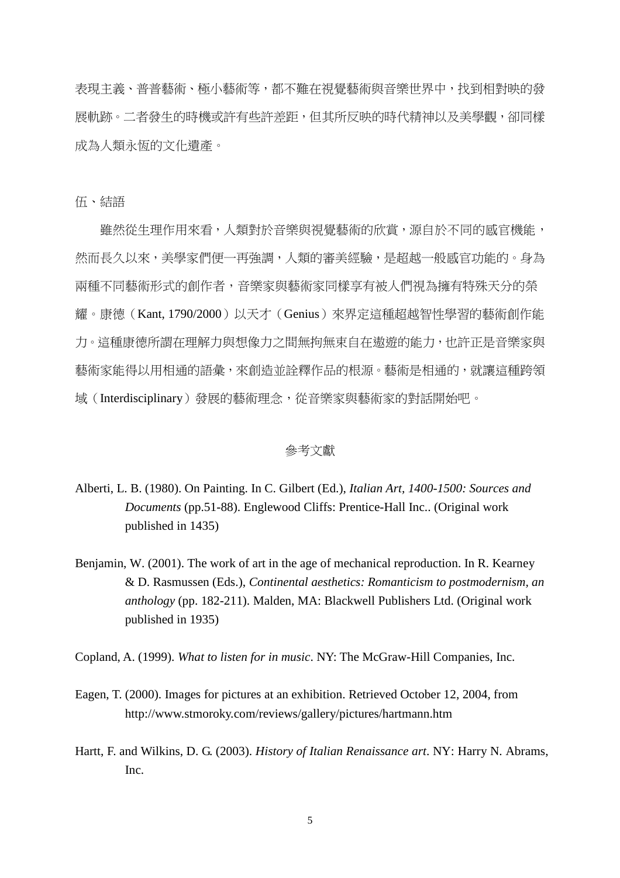表現主義、普普藝術、極小藝術等，都不難在視覺藝術與音樂世界中，找到相對映的發展軌跡。二者發生的時機或許有些許差距，但其所反映的時代精神以及美學觀，卻同樣成為人類永恆的文化遺產。

## 伍、結語

雖然從生理作用來看，人類對於音樂與視覺藝術的欣賞，源自於不同的感官機能，然而長久以來，美學家們便一再強調，人類的審美經驗，是超越一般感官功能的。身為兩種不同藝術形式的創作者，音樂家與藝術家同樣享有被人們視為擁有特殊天分的榮耀。康德（Kant, 1790/2000）以天才（Genius）來界定這種超越智性學習的藝術創作能力。這種康德所謂在理解力與想像力之間無拘無束自在遨遊的能力，也許正是音樂家與藝術家能得以用相通的語彙，來創造並詮釋作品的根源。藝術是相通的，就讓這種跨領域（Interdisciplinary）發展的藝術理念，從音樂家與藝術家的對話開始吧。

## 參考文獻

Alberti, L. B. (1980). On Painting. In C. Gilbert (Ed.), *Italian Art, 1400-1500: Sources and Documents* (pp.51-88). Englewood Cliffs: Prentice-Hall Inc.. (Original work published in 1435)

Benjamin, W. (2001). The work of art in the age of mechanical reproduction. In R. Kearney & D. Rasmussen (Eds.), *Continental aesthetics: Romanticism to postmodernism, an anthology* (pp. 182-211). Malden, MA: Blackwell Publishers Ltd. (Original work published in 1935)

Copland, A. (1999). *What to listen for in music*. NY: The McGraw-Hill Companies, Inc.

Eagen, T. (2000). Images for pictures at an exhibition. Retrieved October 12, 2004, from http://www.stmoroky.com/reviews/gallery/pictures/hartmann.htm

Hartt, F. and Wilkins, D. G. (2003). *History of Italian Renaissance art*. NY: Harry N. Abrams, Inc.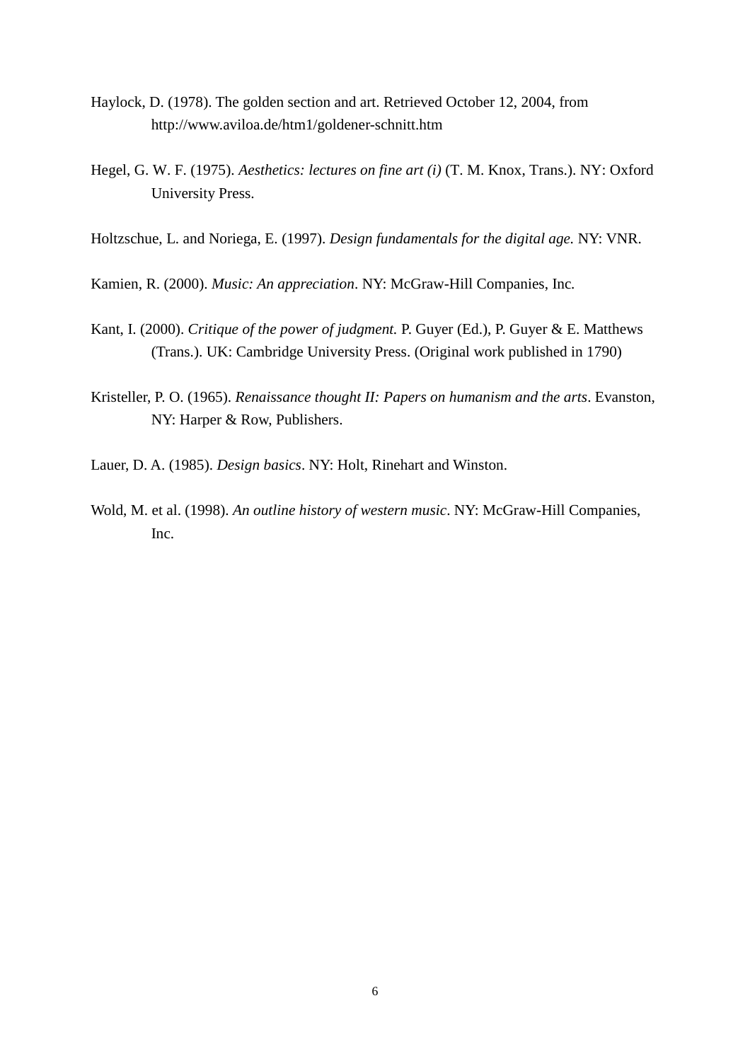Haylock, D. (1978). The golden section and art. Retrieved October 12, 2004, from http://www.aviloa.de/htm1/goldener-schnitt.htm

Hegel, G. W. F. (1975). *Aesthetics: lectures on fine art (i)* (T. M. Knox, Trans.). NY: Oxford University Press.

Holtzschue, L. and Noriega, E. (1997). *Design fundamentals for the digital age.* NY: VNR.

Kamien, R. (2000). *Music: An appreciation*. NY: McGraw-Hill Companies, Inc.

Kant, I. (2000). *Critique of the power of judgment.* P. Guyer (Ed.), P. Guyer & E. Matthews (Trans.). UK: Cambridge University Press. (Original work published in 1790)

Kristeller, P. O. (1965). *Renaissance thought II: Papers on humanism and the arts*. Evanston, NY: Harper & Row, Publishers.

Lauer, D. A. (1985). *Design basics*. NY: Holt, Rinehart and Winston.

Wold, M. et al. (1998). *An outline history of western music*. NY: McGraw-Hill Companies, Inc.